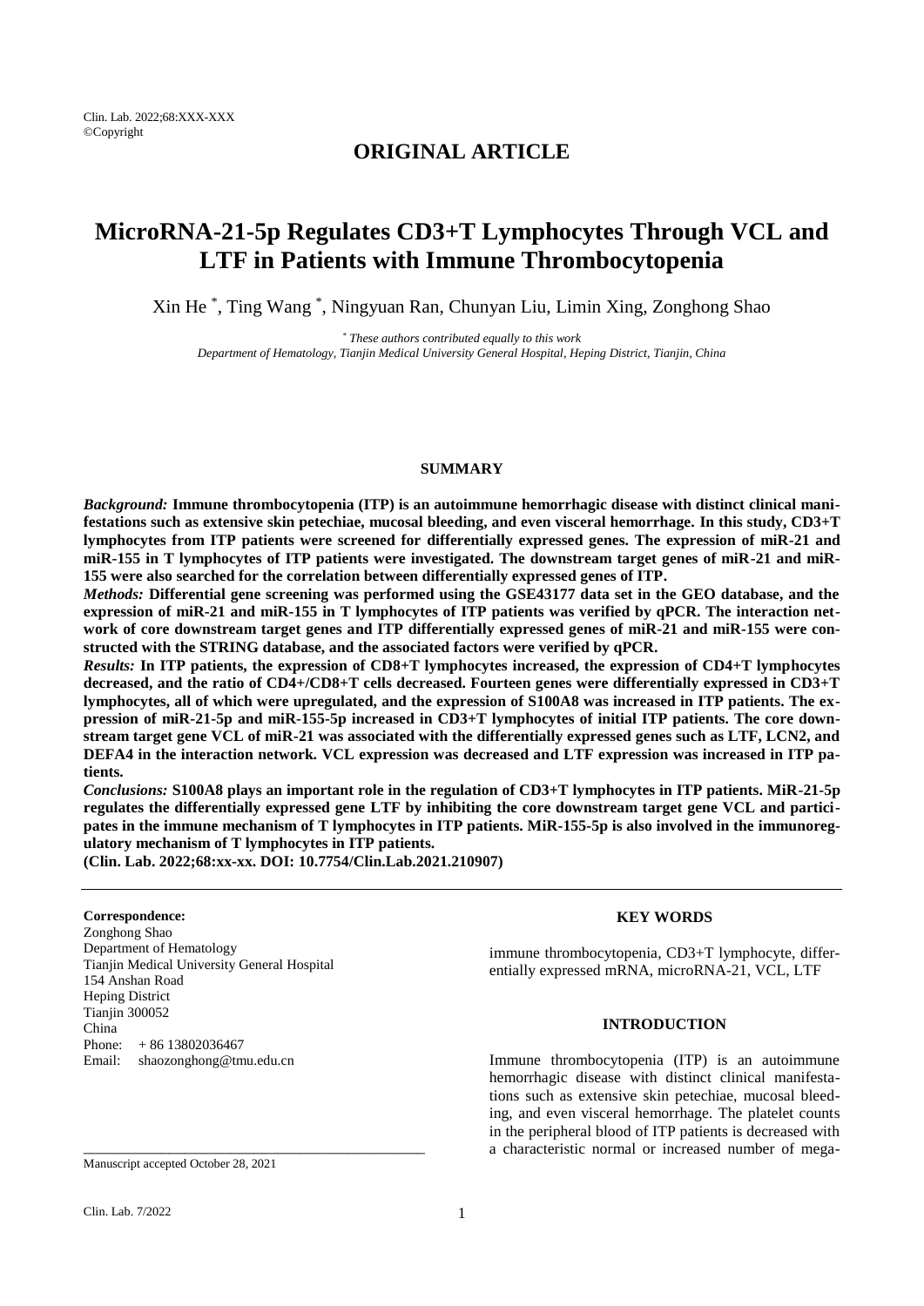**ORIGINAL ARTICLE**

# MicroRNA-21-5p Regulates CD3+T Lymphocytes Through VCL and LTF in Patients with Immune Thrombocytopenia

Xin He [*], Ting Wang [*], Ningyuan Ran, Chunyan Liu, Limin Xing, Zonghong Shao

[*] *These authors contributed equally to this work*
*Department of Hematology, Tianjin Medical University General Hospital, Heping District, Tianjin, China*

## SUMMARY

***Background:*** **Immune thrombocytopenia (ITP) is an autoimmune hemorrhagic disease with distinct clinical manifestations such as extensive skin petechiae, mucosal bleeding, and even visceral hemorrhage. In this study, CD3+T lymphocytes from ITP patients were screened for differentially expressed genes. The expression of miR-21 and miR-155 in T lymphocytes of ITP patients were investigated. The downstream target genes of miR-21 and miR-155 were also searched for the correlation between differentially expressed genes of ITP.**

***Methods:*** **Differential gene screening was performed using the GSE43177 data set in the GEO database, and the expression of miR-21 and miR-155 in T lymphocytes of ITP patients was verified by qPCR. The interaction network of core downstream target genes and ITP differentially expressed genes of miR-21 and miR-155 were constructed with the STRING database, and the associated factors were verified by qPCR.**

***Results:*** **In ITP patients, the expression of CD8+T lymphocytes increased, the expression of CD4+T lymphocytes decreased, and the ratio of CD4+/CD8+T cells decreased. Fourteen genes were differentially expressed in CD3+T lymphocytes, all of which were upregulated, and the expression of S100A8 was increased in ITP patients. The expression of miR-21-5p and miR-155-5p increased in CD3+T lymphocytes of initial ITP patients. The core downstream target gene VCL of miR-21 was associated with the differentially expressed genes such as LTF, LCN2, and DEFA4 in the interaction network. VCL expression was decreased and LTF expression was increased in ITP patients.**

***Conclusions:*** **S100A8 plays an important role in the regulation of CD3+T lymphocytes in ITP patients. MiR-21-5p regulates the differentially expressed gene LTF by inhibiting the core downstream target gene VCL and participates in the immune mechanism of T lymphocytes in ITP patients. MiR-155-5p is also involved in the immunoregulatory mechanism of T lymphocytes in ITP patients.**

**(Clin. Lab. 2022;68:xx-xx. DOI: 10.7754/Clin.Lab.2021.210907)**

---

**Correspondence:**
Zonghong Shao
Department of Hematology
Tianjin Medical University General Hospital
154 Anshan Road
Heping District
Tianjin 300052
China
Phone: + 86 13802036467
Email: shaozonghong@tmu.edu.cn

Manuscript accepted October 28, 2021

## KEY WORDS

immune thrombocytopenia, CD3+T lymphocyte, differentially expressed mRNA, microRNA-21, VCL, LTF

## INTRODUCTION

Immune thrombocytopenia (ITP) is an autoimmune hemorrhagic disease with distinct clinical manifestations such as extensive skin petechiae, mucosal bleeding, and even visceral hemorrhage. The platelet counts in the peripheral blood of ITP patients is decreased with a characteristic normal or increased number of mega-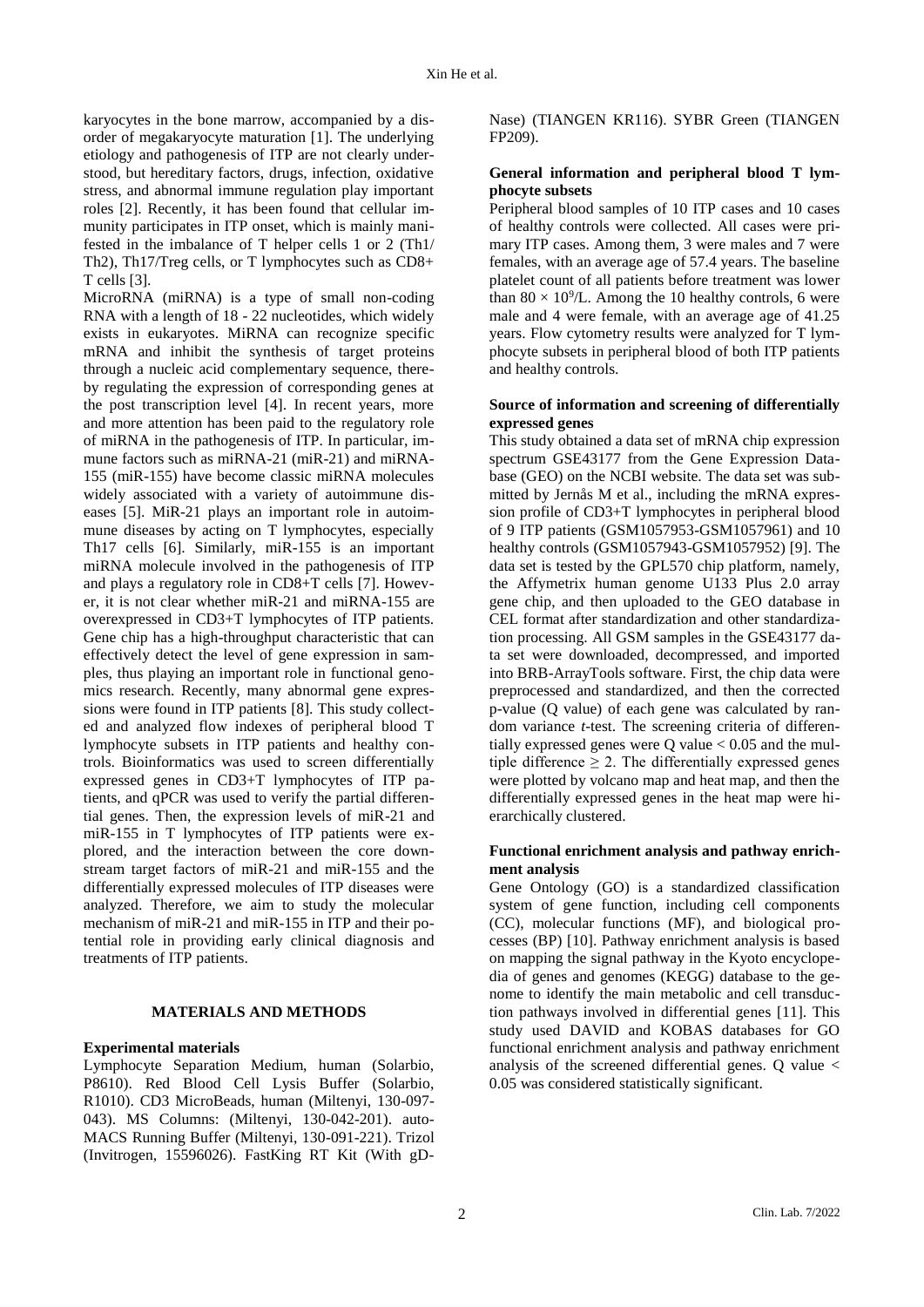karyocytes in the bone marrow, accompanied by a disorder of megakaryocyte maturation [1]. The underlying etiology and pathogenesis of ITP are not clearly understood, but hereditary factors, drugs, infection, oxidative stress, and abnormal immune regulation play important roles [2]. Recently, it has been found that cellular immunity participates in ITP onset, which is mainly manifested in the imbalance of T helper cells 1 or 2 (Th1/Th2), Th17/Treg cells, or T lymphocytes such as CD8+ T cells [3].

MicroRNA (miRNA) is a type of small non-coding RNA with a length of 18 - 22 nucleotides, which widely exists in eukaryotes. MiRNA can recognize specific mRNA and inhibit the synthesis of target proteins through a nucleic acid complementary sequence, thereby regulating the expression of corresponding genes at the post transcription level [4]. In recent years, more and more attention has been paid to the regulatory role of miRNA in the pathogenesis of ITP. In particular, immune factors such as miRNA-21 (miR-21) and miRNA-155 (miR-155) have become classic miRNA molecules widely associated with a variety of autoimmune diseases [5]. MiR-21 plays an important role in autoimmune diseases by acting on T lymphocytes, especially Th17 cells [6]. Similarly, miR-155 is an important miRNA molecule involved in the pathogenesis of ITP and plays a regulatory role in CD8+T cells [7]. However, it is not clear whether miR-21 and miRNA-155 are overexpressed in CD3+T lymphocytes of ITP patients. Gene chip has a high-throughput characteristic that can effectively detect the level of gene expression in samples, thus playing an important role in functional genomics research. Recently, many abnormal gene expressions were found in ITP patients [8]. This study collected and analyzed flow indexes of peripheral blood T lymphocyte subsets in ITP patients and healthy controls. Bioinformatics was used to screen differentially expressed genes in CD3+T lymphocytes of ITP patients, and qPCR was used to verify the partial differential genes. Then, the expression levels of miR-21 and miR-155 in T lymphocytes of ITP patients were explored, and the interaction between the core downstream target factors of miR-21 and miR-155 and the differentially expressed molecules of ITP diseases were analyzed. Therefore, we aim to study the molecular mechanism of miR-21 and miR-155 in ITP and their potential role in providing early clinical diagnosis and treatments of ITP patients.

## MATERIALS AND METHODS

### Experimental materials

Lymphocyte Separation Medium, human (Solarbio, P8610). Red Blood Cell Lysis Buffer (Solarbio, R1010). CD3 MicroBeads, human (Miltenyi, 130-097-043). MS Columns: (Miltenyi, 130-042-201). autoMACS Running Buffer (Miltenyi, 130-091-221). Trizol (Invitrogen, 15596026). FastKing RT Kit (With gDNase) (TIANGEN KR116). SYBR Green (TIANGEN FP209).

### General information and peripheral blood T lymphocyte subsets

Peripheral blood samples of 10 ITP cases and 10 cases of healthy controls were collected. All cases were primary ITP cases. Among them, 3 were males and 7 were females, with an average age of 57.4 years. The baseline platelet count of all patients before treatment was lower than $80 \times 10^9$/L. Among the 10 healthy controls, 6 were male and 4 were female, with an average age of 41.25 years. Flow cytometry results were analyzed for T lymphocyte subsets in peripheral blood of both ITP patients and healthy controls.

### Source of information and screening of differentially expressed genes

This study obtained a data set of mRNA chip expression spectrum GSE43177 from the Gene Expression Database (GEO) on the NCBI website. The data set was submitted by Jernås M et al., including the mRNA expression profile of CD3+T lymphocytes in peripheral blood of 9 ITP patients (GSM1057953-GSM1057961) and 10 healthy controls (GSM1057943-GSM1057952) [9]. The data set is tested by the GPL570 chip platform, namely, the Affymetrix human genome U133 Plus 2.0 array gene chip, and then uploaded to the GEO database in CEL format after standardization and other standardization processing. All GSM samples in the GSE43177 data set were downloaded, decompressed, and imported into BRB-ArrayTools software. First, the chip data were preprocessed and standardized, and then the corrected p-value (Q value) of each gene was calculated by random variance *t*-test. The screening criteria of differentially expressed genes were Q value $< 0.05$ and the multiple difference $\geq 2$. The differentially expressed genes were plotted by volcano map and heat map, and then the differentially expressed genes in the heat map were hierarchically clustered.

### Functional enrichment analysis and pathway enrichment analysis

Gene Ontology (GO) is a standardized classification system of gene function, including cell components (CC), molecular functions (MF), and biological processes (BP) [10]. Pathway enrichment analysis is based on mapping the signal pathway in the Kyoto encyclopedia of genes and genomes (KEGG) database to the genome to identify the main metabolic and cell transduction pathways involved in differential genes [11]. This study used DAVID and KOBAS databases for GO functional enrichment analysis and pathway enrichment analysis of the screened differential genes. Q value $<$ 0.05 was considered statistically significant.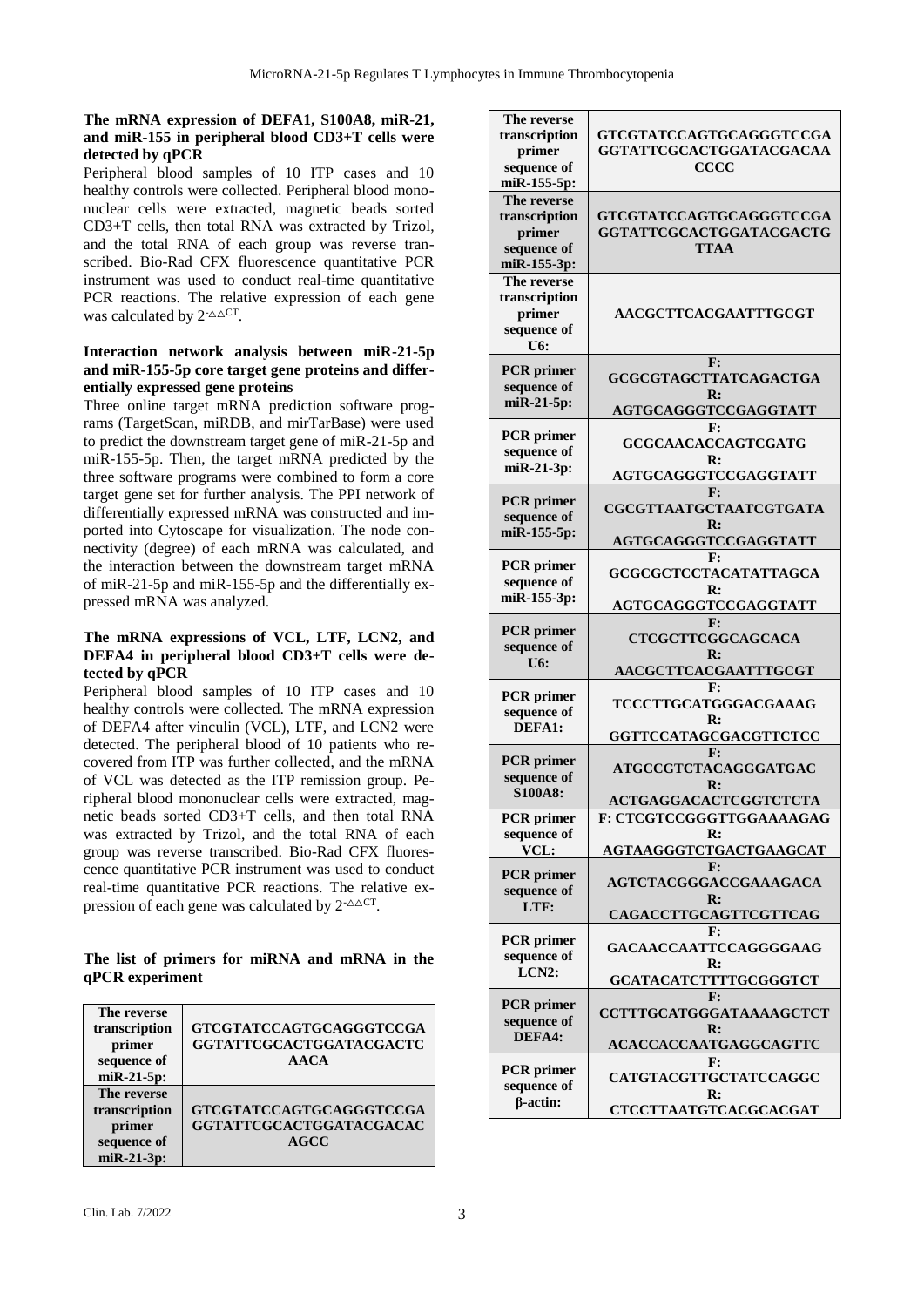**The mRNA expression of DEFA1, S100A8, miR-21, and miR-155 in peripheral blood CD3+T cells were detected by qPCR**

Peripheral blood samples of 10 ITP cases and 10 healthy controls were collected. Peripheral blood mononuclear cells were extracted, magnetic beads sorted CD3+T cells, then total RNA was extracted by Trizol, and the total RNA of each group was reverse transcribed. Bio-Rad CFX fluorescence quantitative PCR instrument was used to conduct real-time quantitative PCR reactions. The relative expression of each gene was calculated by $2^{-\triangle\triangle CT}$.

**Interaction network analysis between miR-21-5p and miR-155-5p core target gene proteins and differentially expressed gene proteins**

Three online target mRNA prediction software programs (TargetScan, miRDB, and mirTarBase) were used to predict the downstream target gene of miR-21-5p and miR-155-5p. Then, the target mRNA predicted by the three software programs were combined to form a core target gene set for further analysis. The PPI network of differentially expressed mRNA was constructed and imported into Cytoscape for visualization. The node connectivity (degree) of each mRNA was calculated, and the interaction between the downstream target mRNA of miR-21-5p and miR-155-5p and the differentially expressed mRNA was analyzed.

**The mRNA expressions of VCL, LTF, LCN2, and DEFA4 in peripheral blood CD3+T cells were detected by qPCR**

Peripheral blood samples of 10 ITP cases and 10 healthy controls were collected. The mRNA expression of DEFA4 after vinculin (VCL), LTF, and LCN2 were detected. The peripheral blood of 10 patients who recovered from ITP was further collected, and the mRNA of VCL was detected as the ITP remission group. Peripheral blood mononuclear cells were extracted, magnetic beads sorted CD3+T cells, and then total RNA was extracted by Trizol, and the total RNA of each group was reverse transcribed. Bio-Rad CFX fluorescence quantitative PCR instrument was used to conduct real-time quantitative PCR reactions. The relative expression of each gene was calculated by $2^{-\triangle\triangle CT}$.

**The list of primers for miRNA and mRNA in the qPCR experiment**

| | |
|---|---|
| The reverse transcription primer sequence of miR-21-5p: | GTCGTATCCAGTGCAGGGTCCGAGGTATTCGCACTGGATACGACTCAACA |
| The reverse transcription primer sequence of miR-21-3p: | GTCGTATCCAGTGCAGGGTCCGAGGTATTCGCACTGGATACGACACAGCC |
| The reverse transcription primer sequence of miR-155-5p: | GTCGTATCCAGTGCAGGGTCCGAGGTATTCGCACTGGATACGACAACCCC |
| The reverse transcription primer sequence of miR-155-3p: | GTCGTATCCAGTGCAGGGTCCGAGGTATTCGCACTGGATACGACTGTTAA |
| The reverse transcription primer sequence of U6: | AACGCTTCACGAATTTGCGT |
| PCR primer sequence of miR-21-5p: | F: GCGCGTAGCTTATCAGACTGA<br>R: AGTGCAGGGTCCGAGGTATT |
| PCR primer sequence of miR-21-3p: | F: GCGCAACACCAGTCGATG<br>R: AGTGCAGGGTCCGAGGTATT |
| PCR primer sequence of miR-155-5p: | F: CGCGTTAATGCTAATCGTGATA<br>R: AGTGCAGGGTCCGAGGTATT |
| PCR primer sequence of miR-155-3p: | F: GCGCGCTCCTACATATTAGCA<br>R: AGTGCAGGGTCCGAGGTATT |
| PCR primer sequence of U6: | F: CTCGCTTCGGCAGCACA<br>R: AACGCTTCACGAATTTGCGT |
| PCR primer sequence of DEFA1: | F: TCCCTTGCATGGGACGAAAG<br>R: GGTTCCATAGCGACGTTCTCC |
| PCR primer sequence of S100A8: | F: ATGCCGTCTACAGGGATGAC<br>R: ACTGAGGACACTCGGTCTCTA |
| PCR primer sequence of VCL: | F: CTCGTCCGGGTTGGAAAAGAG<br>R: AGTAAGGGTCTGACTGAAGCAT |
| PCR primer sequence of LTF: | F: AGTCTACGGGACCGAAAGACA<br>R: CAGACCTTGCAGTTCGTTCAG |
| PCR primer sequence of LCN2: | F: GACAACCAATTCCAGGGGAAG<br>R: GCATACATCTTTTGCGGGTCT |
| PCR primer sequence of DEFA4: | F: CCTTTGCATGGGATAAAAGCTCT<br>R: ACACCACCAATGAGGCAGTTC |
| PCR primer sequence of β-actin: | F: CATGTACGTTGCTATCCAGGC<br>R: CTCCTTAATGTCACGCACGAT |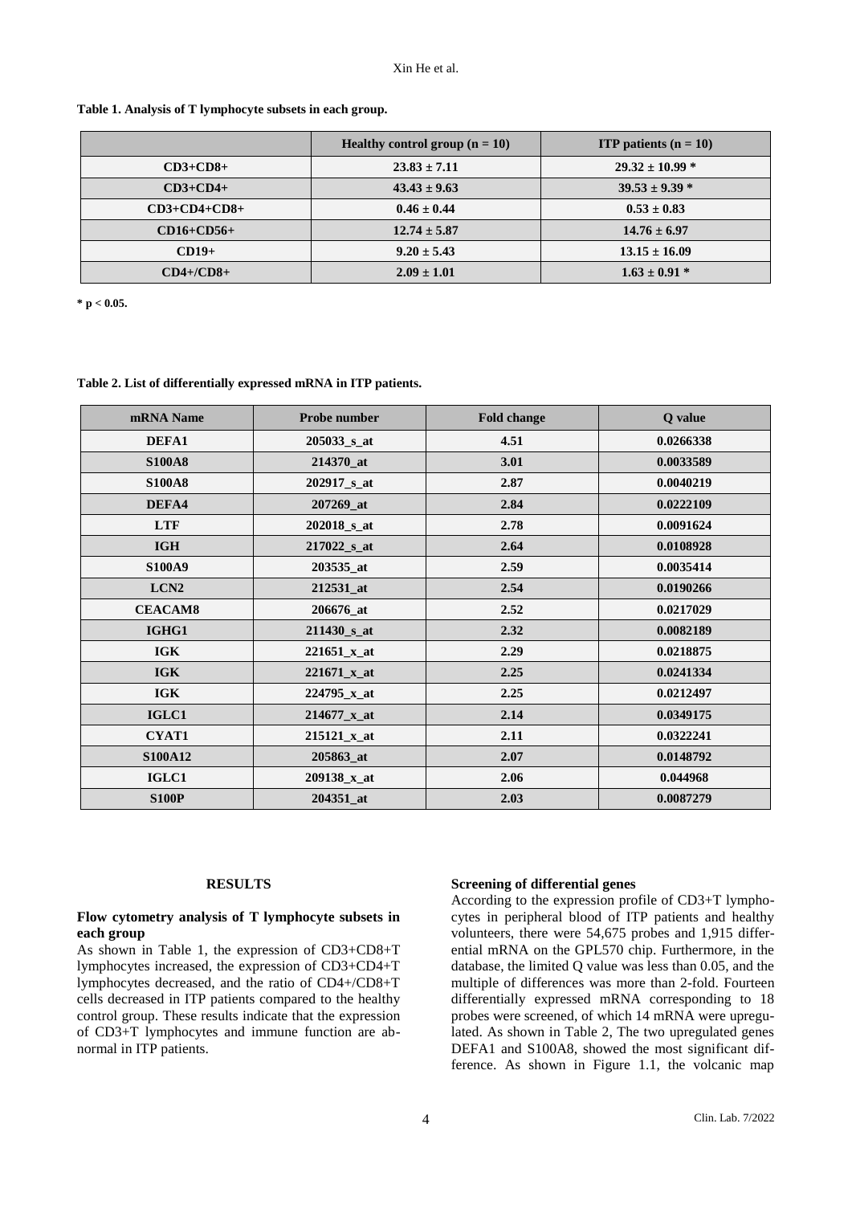**Table 1. Analysis of T lymphocyte subsets in each group.**

| | Healthy control group (n = 10) | ITP patients (n = 10) |
|---|---|---|
| CD3+CD8+ | 23.83 ± 7.11 | 29.32 ± 10.99 * |
| CD3+CD4+ | 43.43 ± 9.63 | 39.53 ± 9.39 * |
| CD3+CD4+CD8+ | 0.46 ± 0.44 | 0.53 ± 0.83 |
| CD16+CD56+ | 12.74 ± 5.87 | 14.76 ± 6.97 |
| CD19+ | 9.20 ± 5.43 | 13.15 ± 16.09 |
| CD4+/CD8+ | 2.09 ± 1.01 | 1.63 ± 0.91 * |

* $p < 0.05$.

**Table 2. List of differentially expressed mRNA in ITP patients.**

| mRNA Name | Probe number | Fold change | Q value |
|---|---|---|---|
| DEFA1 | 205033_s_at | 4.51 | 0.0266338 |
| S100A8 | 214370_at | 3.01 | 0.0033589 |
| S100A8 | 202917_s_at | 2.87 | 0.0040219 |
| DEFA4 | 207269_at | 2.84 | 0.0222109 |
| LTF | 202018_s_at | 2.78 | 0.0091624 |
| IGH | 217022_s_at | 2.64 | 0.0108928 |
| S100A9 | 203535_at | 2.59 | 0.0035414 |
| LCN2 | 212531_at | 2.54 | 0.0190266 |
| CEACAM8 | 206676_at | 2.52 | 0.0217029 |
| IGHG1 | 211430_s_at | 2.32 | 0.0082189 |
| IGK | 221651_x_at | 2.29 | 0.0218875 |
| IGK | 221671_x_at | 2.25 | 0.0241334 |
| IGK | 224795_x_at | 2.25 | 0.0212497 |
| IGLC1 | 214677_x_at | 2.14 | 0.0349175 |
| CYAT1 | 215121_x_at | 2.11 | 0.0322241 |
| S100A12 | 205863_at | 2.07 | 0.0148792 |
| IGLC1 | 209138_x_at | 2.06 | 0.044968 |
| S100P | 204351_at | 2.03 | 0.0087279 |

## RESULTS

### Flow cytometry analysis of T lymphocyte subsets in each group

As shown in Table 1, the expression of CD3+CD8+T lymphocytes increased, the expression of CD3+CD4+T lymphocytes decreased, and the ratio of CD4+/CD8+T cells decreased in ITP patients compared to the healthy control group. These results indicate that the expression of CD3+T lymphocytes and immune function are abnormal in ITP patients.

### Screening of differential genes

According to the expression profile of CD3+T lymphocytes in peripheral blood of ITP patients and healthy volunteers, there were 54,675 probes and 1,915 differential mRNA on the GPL570 chip. Furthermore, in the database, the limited Q value was less than 0.05, and the multiple of differences was more than 2-fold. Fourteen differentially expressed mRNA corresponding to 18 probes were screened, of which 14 mRNA were upregulated. As shown in Table 2, The two upregulated genes DEFA1 and S100A8, showed the most significant difference. As shown in Figure 1.1, the volcanic map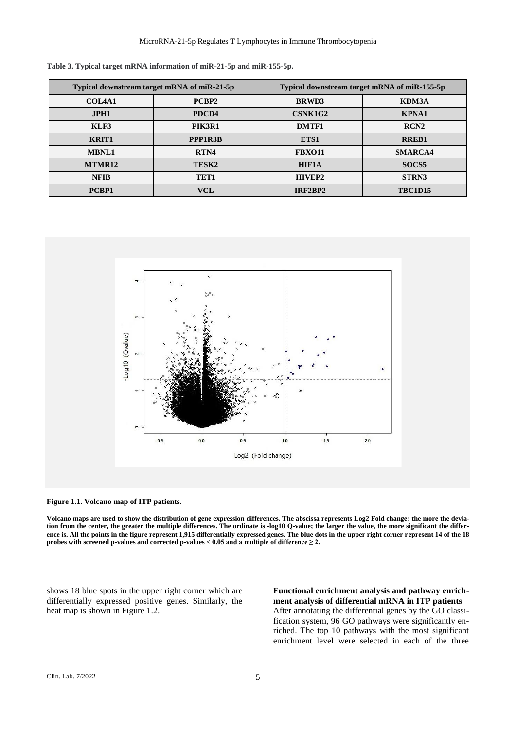**Table 3. Typical target mRNA information of miR-21-5p and miR-155-5p.**

| Typical downstream target mRNA of miR-21-5p | | Typical downstream target mRNA of miR-155-5p | |
|---|---|---|---|
| COL4A1 | PCBP2 | BRWD3 | KDM3A |
| JPH1 | PDCD4 | CSNK1G2 | KPNA1 |
| KLF3 | PIK3R1 | DMTF1 | RCN2 |
| KRIT1 | PPP1R3B | ETS1 | RREB1 |
| MBNL1 | RTN4 | FBXO11 | SMARCA4 |
| MTMR12 | TESK2 | HIF1A | SOCS5 |
| NFIB | TET1 | HIVEP2 | STRN3 |
| PCBP1 | VCL | IRF2BP2 | TBC1D15 |

**Figure 1.1. Volcano map of ITP patients.**

**Volcano maps are used to show the distribution of gene expression differences. The abscissa represents Log2 Fold change; the more the deviation from the center, the greater the multiple differences. The ordinate is -log10 Q-value; the larger the value, the more significant the difference is. All the points in the figure represent 1,915 differentially expressed genes. The blue dots in the upper right corner represent 14 of the 18 probes with screened p-values and corrected p-values < 0.05 and a multiple of difference ≥ 2.**

shows 18 blue spots in the upper right corner which are differentially expressed positive genes. Similarly, the heat map is shown in Figure 1.2.

**Functional enrichment analysis and pathway enrichment analysis of differential mRNA in ITP patients**

After annotating the differential genes by the GO classification system, 96 GO pathways were significantly enriched. The top 10 pathways with the most significant enrichment level were selected in each of the three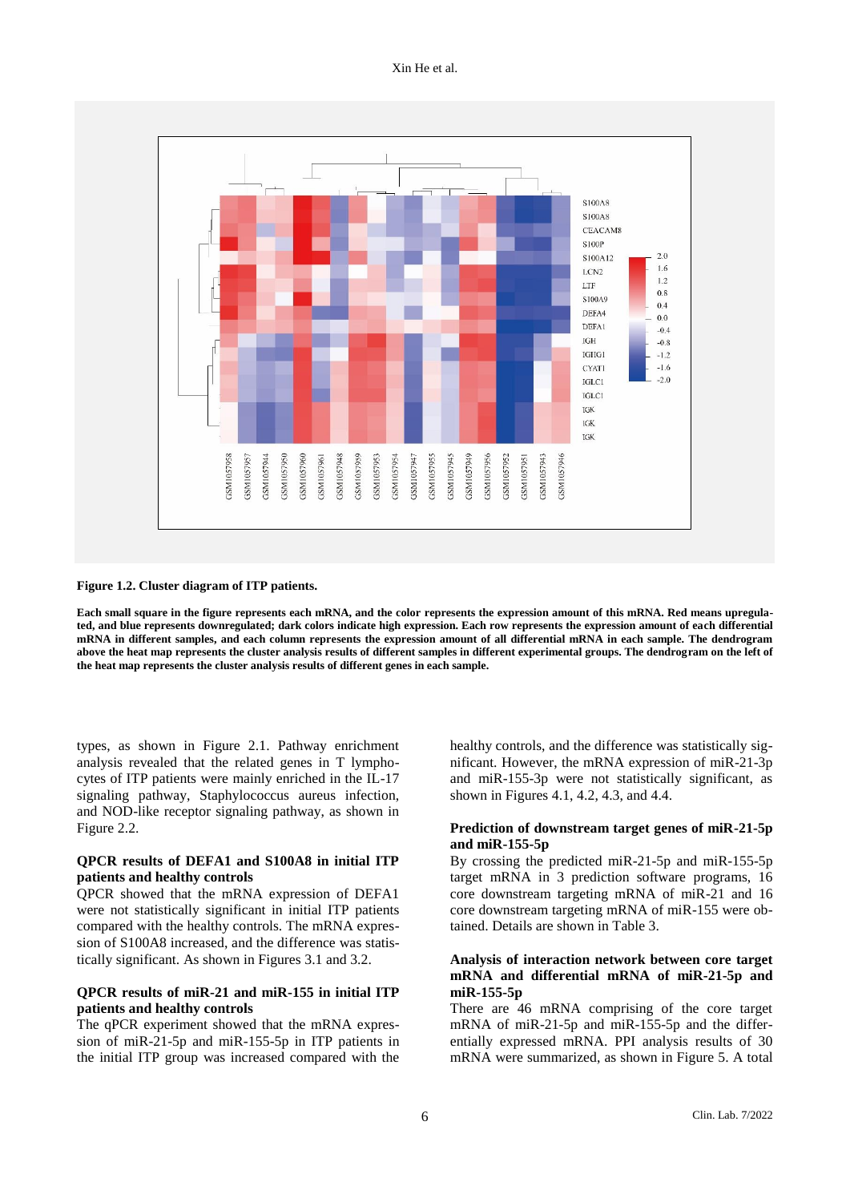**Figure 1.2. Cluster diagram of ITP patients.**

**Each small square in the figure represents each mRNA, and the color represents the expression amount of this mRNA. Red means upregulated, and blue represents downregulated; dark colors indicate high expression. Each row represents the expression amount of each differential mRNA in different samples, and each column represents the expression amount of all differential mRNA in each sample. The dendrogram above the heat map represents the cluster analysis results of different samples in different experimental groups. The dendrogram on the left of the heat map represents the cluster analysis results of different genes in each sample.**

types, as shown in Figure 2.1. Pathway enrichment analysis revealed that the related genes in T lymphocytes of ITP patients were mainly enriched in the IL-17 signaling pathway, Staphylococcus aureus infection, and NOD-like receptor signaling pathway, as shown in Figure 2.2.

### QPCR results of DEFA1 and S100A8 in initial ITP patients and healthy controls

QPCR showed that the mRNA expression of DEFA1 were not statistically significant in initial ITP patients compared with the healthy controls. The mRNA expression of S100A8 increased, and the difference was statistically significant. As shown in Figures 3.1 and 3.2.

### QPCR results of miR-21 and miR-155 in initial ITP patients and healthy controls

The qPCR experiment showed that the mRNA expression of miR-21-5p and miR-155-5p in ITP patients in the initial ITP group was increased compared with the healthy controls, and the difference was statistically significant. However, the mRNA expression of miR-21-3p and miR-155-3p were not statistically significant, as shown in Figures 4.1, 4.2, 4.3, and 4.4.

### Prediction of downstream target genes of miR-21-5p and miR-155-5p

By crossing the predicted miR-21-5p and miR-155-5p target mRNA in 3 prediction software programs, 16 core downstream targeting mRNA of miR-21 and 16 core downstream targeting mRNA of miR-155 were obtained. Details are shown in Table 3.

### Analysis of interaction network between core target mRNA and differential mRNA of miR-21-5p and miR-155-5p

There are 46 mRNA comprising of the core target mRNA of miR-21-5p and miR-155-5p and the differentially expressed mRNA. PPI analysis results of 30 mRNA were summarized, as shown in Figure 5. A total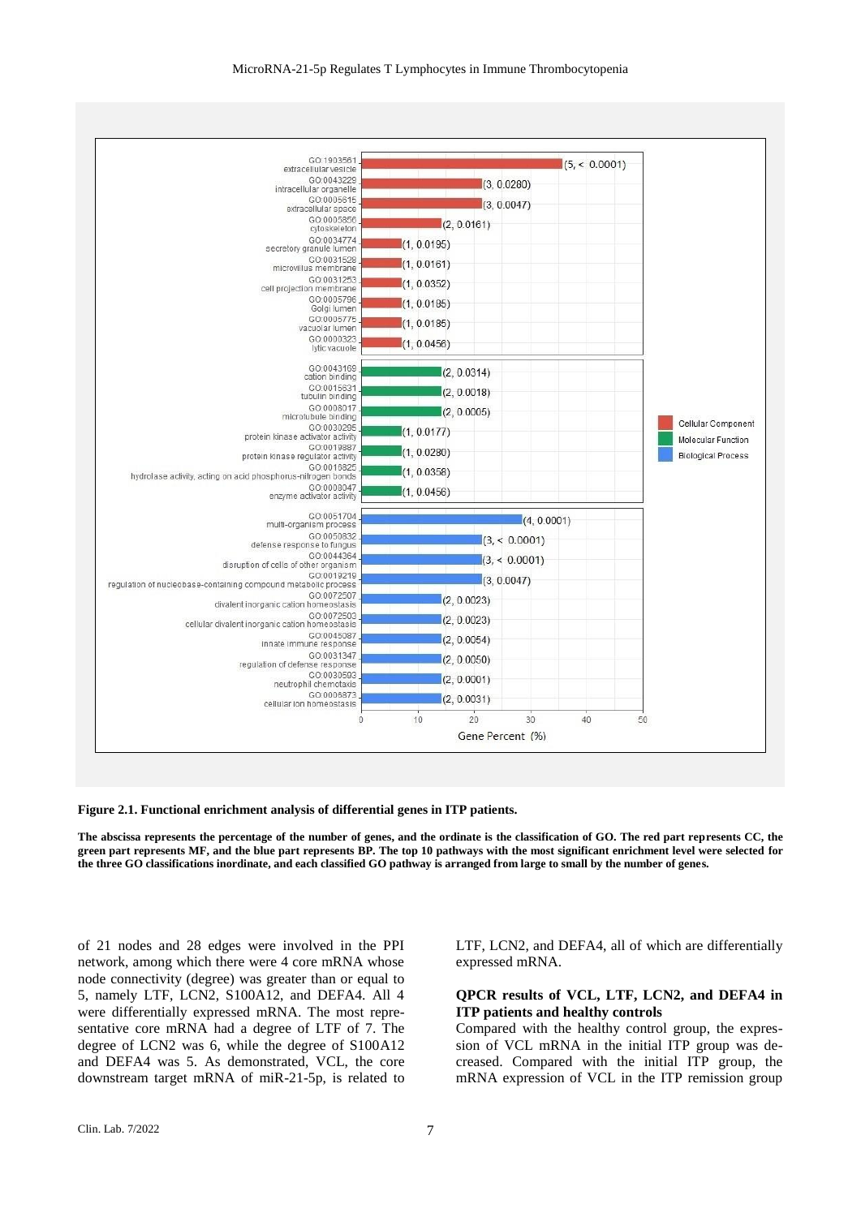**Figure 2.1. Functional enrichment analysis of differential genes in ITP patients.**

**The abscissa represents the percentage of the number of genes, and the ordinate is the classification of GO. The red part represents CC, the green part represents MF, and the blue part represents BP. The top 10 pathways with the most significant enrichment level were selected for the three GO classifications inordinate, and each classified GO pathway is arranged from large to small by the number of genes.**

of 21 nodes and 28 edges were involved in the PPI network, among which there were 4 core mRNA whose node connectivity (degree) was greater than or equal to 5, namely LTF, LCN2, S100A12, and DEFA4. All 4 were differentially expressed mRNA. The most representative core mRNA had a degree of LTF of 7. The degree of LCN2 was 6, while the degree of S100A12 and DEFA4 was 5. As demonstrated, VCL, the core downstream target mRNA of miR-21-5p, is related to LTF, LCN2, and DEFA4, all of which are differentially expressed mRNA.

### QPCR results of VCL, LTF, LCN2, and DEFA4 in ITP patients and healthy controls

Compared with the healthy control group, the expression of VCL mRNA in the initial ITP group was decreased. Compared with the initial ITP group, the mRNA expression of VCL in the ITP remission group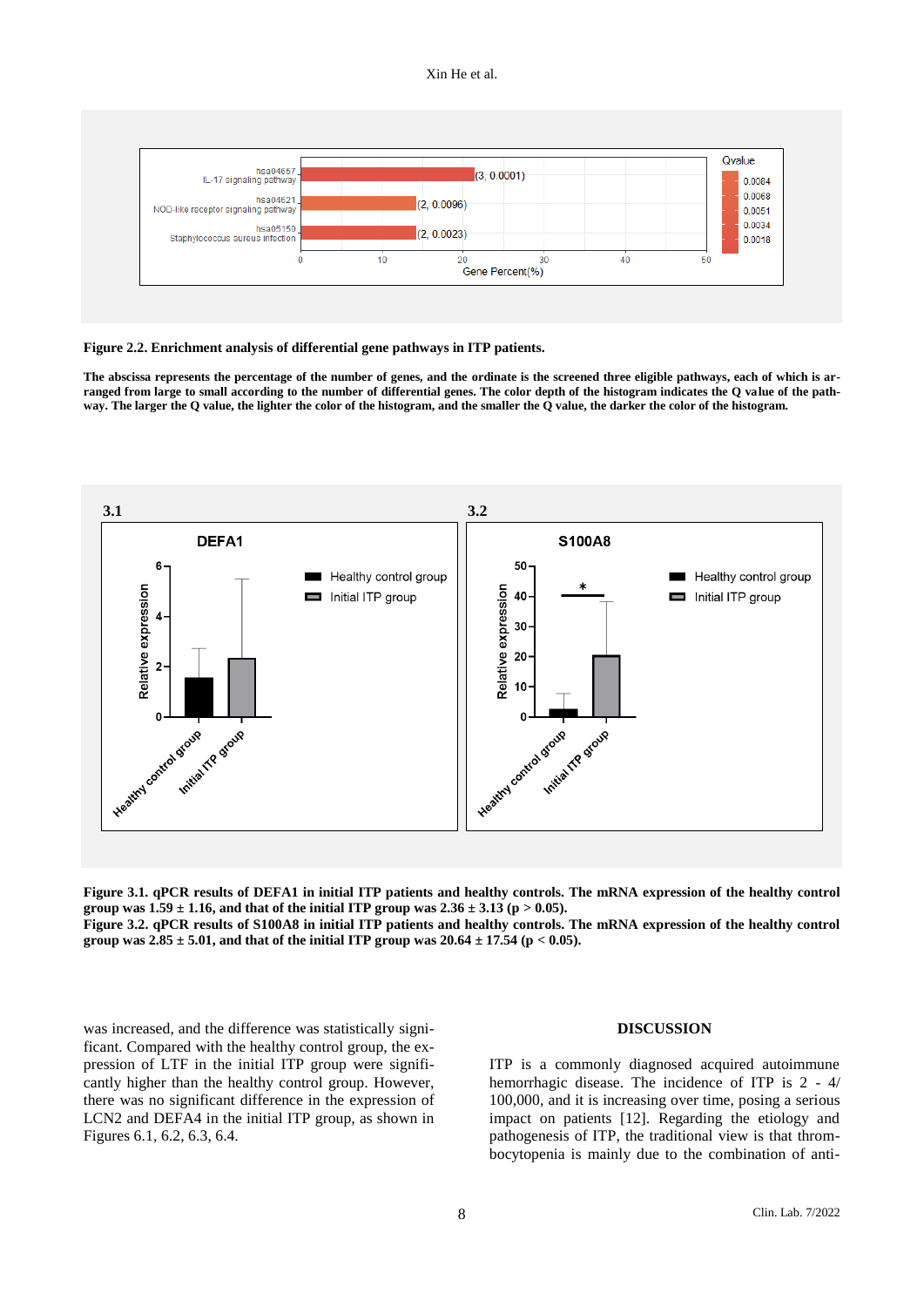**Figure 2.2. Enrichment analysis of differential gene pathways in ITP patients.**

**The abscissa represents the percentage of the number of genes, and the ordinate is the screened three eligible pathways, each of which is arranged from large to small according to the number of differential genes. The color depth of the histogram indicates the Q value of the pathway. The larger the Q value, the lighter the color of the histogram, and the smaller the Q value, the darker the color of the histogram.**

**Figure 3.1. qPCR results of DEFA1 in initial ITP patients and healthy controls. The mRNA expression of the healthy control group was 1.59 ± 1.16, and that of the initial ITP group was 2.36 ± 3.13 ($p > 0.05$).**

**Figure 3.2. qPCR results of S100A8 in initial ITP patients and healthy controls. The mRNA expression of the healthy control group was 2.85 ± 5.01, and that of the initial ITP group was 20.64 ± 17.54 ($p < 0.05$).**

was increased, and the difference was statistically significant. Compared with the healthy control group, the expression of LTF in the initial ITP group were significantly higher than the healthy control group. However, there was no significant difference in the expression of LCN2 and DEFA4 in the initial ITP group, as shown in Figures 6.1, 6.2, 6.3, 6.4.

## DISCUSSION

ITP is a commonly diagnosed acquired autoimmune hemorrhagic disease. The incidence of ITP is 2 - 4/100,000, and it is increasing over time, posing a serious impact on patients [12]. Regarding the etiology and pathogenesis of ITP, the traditional view is that thrombocytopenia is mainly due to the combination of anti-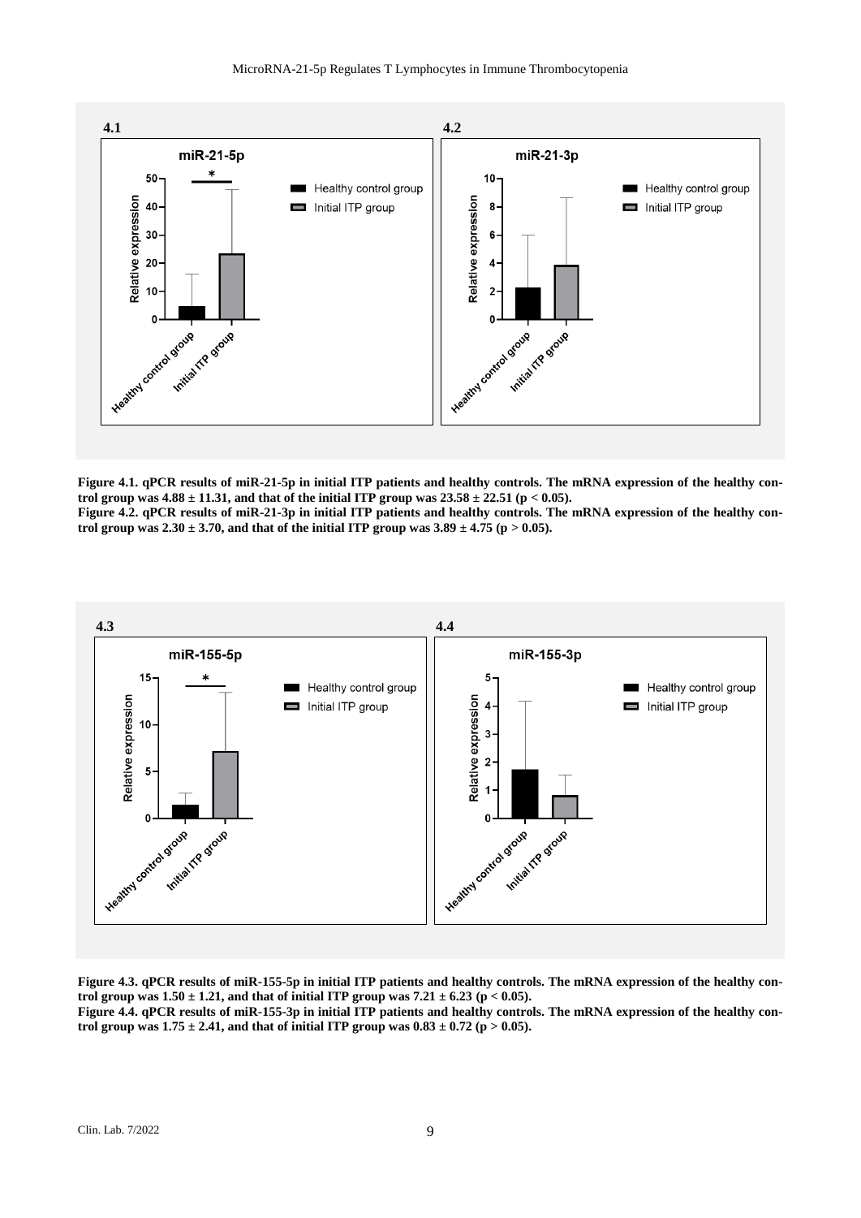**Figure 4.1. qPCR results of miR-21-5p in initial ITP patients and healthy controls. The mRNA expression of the healthy control group was 4.88 ± 11.31, and that of the initial ITP group was 23.58 ± 22.51 ($p < 0.05$).**

**Figure 4.2. qPCR results of miR-21-3p in initial ITP patients and healthy controls. The mRNA expression of the healthy control group was 2.30 ± 3.70, and that of the initial ITP group was 3.89 ± 4.75 ($p > 0.05$).**

**Figure 4.3. qPCR results of miR-155-5p in initial ITP patients and healthy controls. The mRNA expression of the healthy control group was 1.50 ± 1.21, and that of initial ITP group was 7.21 ± 6.23 ($p < 0.05$).**

**Figure 4.4. qPCR results of miR-155-3p in initial ITP patients and healthy controls. The mRNA expression of the healthy control group was 1.75 ± 2.41, and that of initial ITP group was 0.83 ± 0.72 ($p > 0.05$).**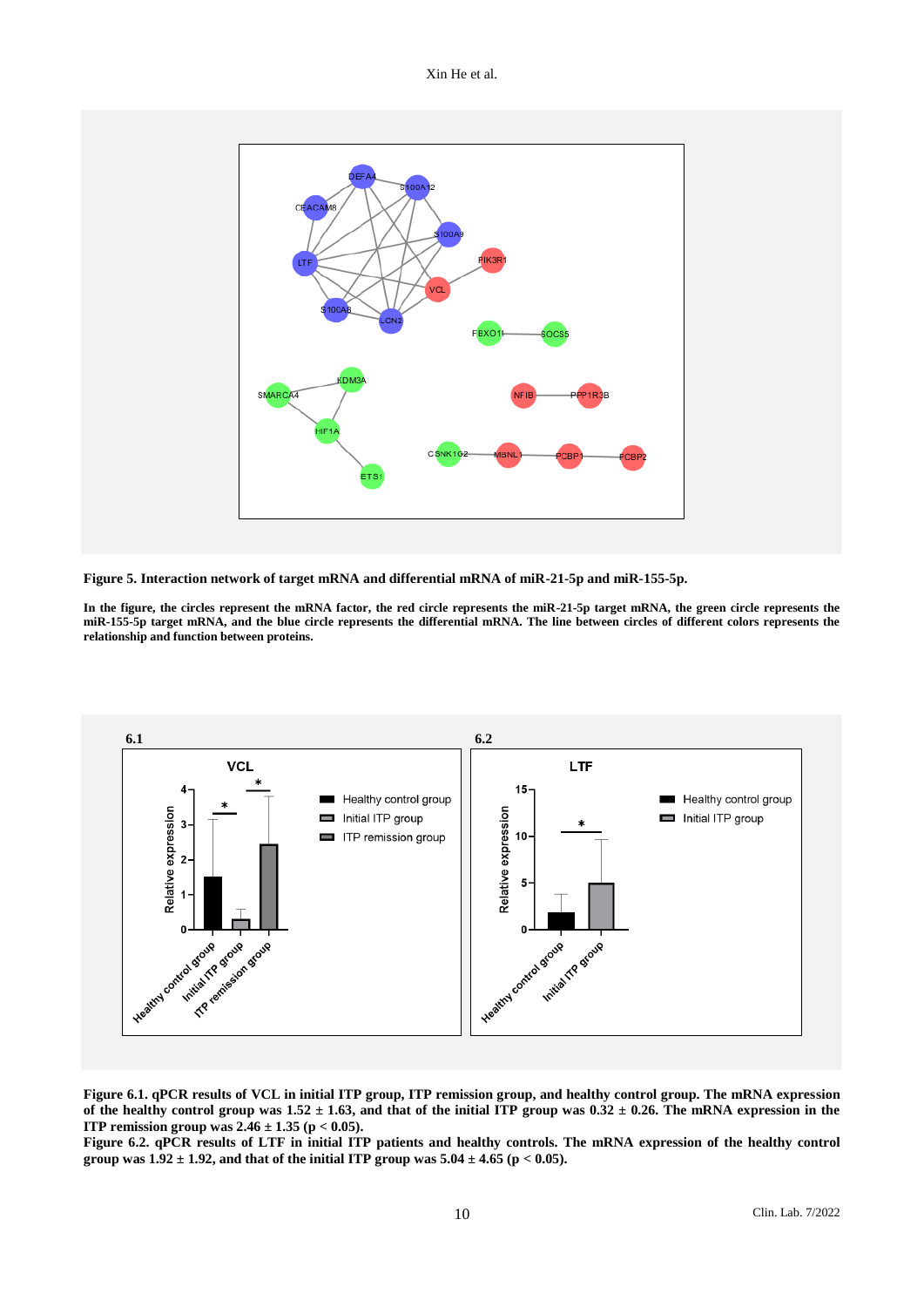**Figure 5. Interaction network of target mRNA and differential mRNA of miR-21-5p and miR-155-5p.**

**In the figure, the circles represent the mRNA factor, the red circle represents the miR-21-5p target mRNA, the green circle represents the miR-155-5p target mRNA, and the blue circle represents the differential mRNA. The line between circles of different colors represents the relationship and function between proteins.**

**Figure 6.1. qPCR results of VCL in initial ITP group, ITP remission group, and healthy control group. The mRNA expression of the healthy control group was 1.52 ± 1.63, and that of the initial ITP group was 0.32 ± 0.26. The mRNA expression in the ITP remission group was 2.46 ± 1.35 ($p < 0.05$).**
**Figure 6.2. qPCR results of LTF in initial ITP patients and healthy controls. The mRNA expression of the healthy control group was 1.92 ± 1.92, and that of the initial ITP group was 5.04 ± 4.65 ($p < 0.05$).**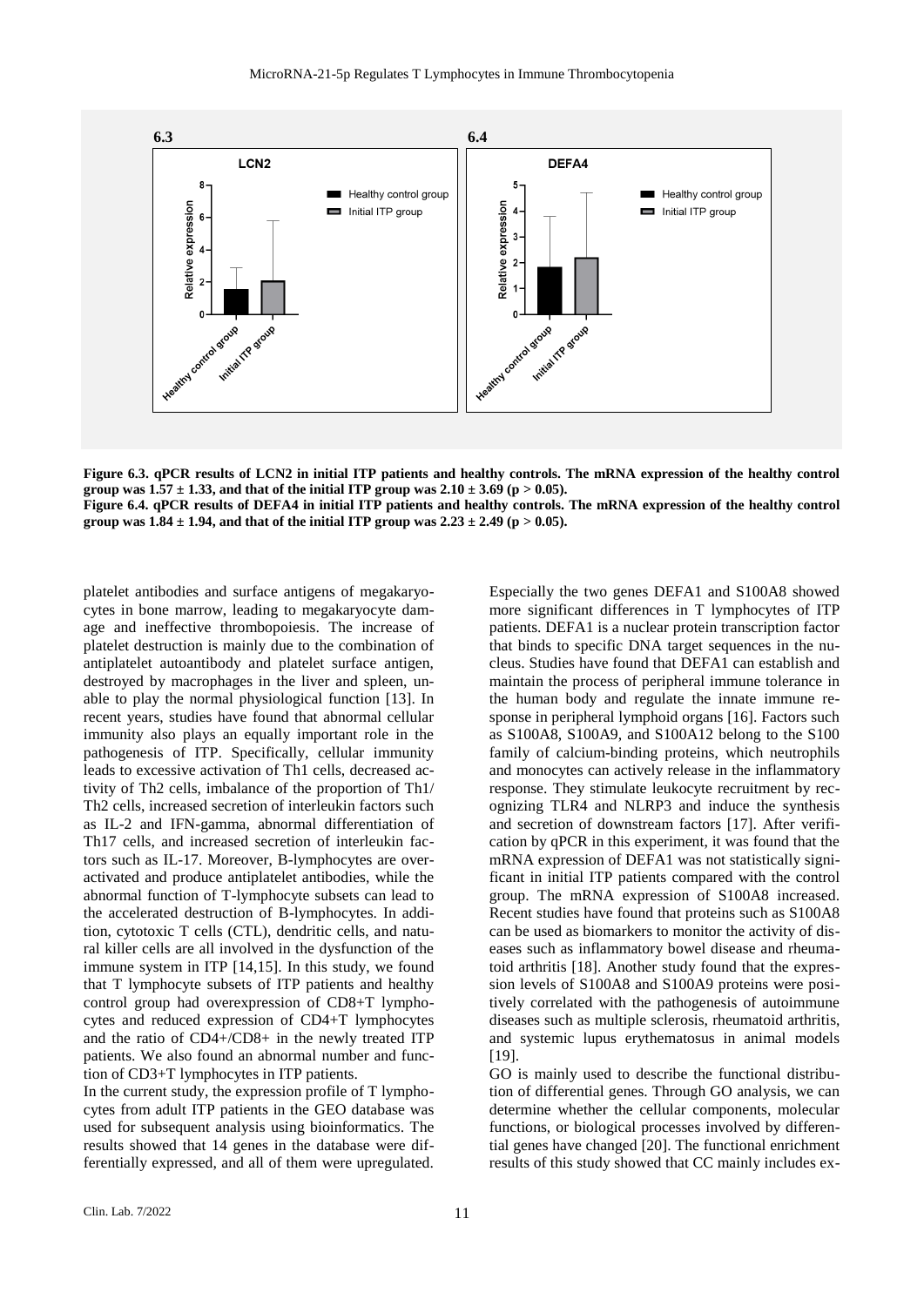**Figure 6.3. qPCR results of LCN2 in initial ITP patients and healthy controls. The mRNA expression of the healthy control group was 1.57 ± 1.33, and that of the initial ITP group was 2.10 ± 3.69 ($p > 0.05$).**

**Figure 6.4. qPCR results of DEFA4 in initial ITP patients and healthy controls. The mRNA expression of the healthy control group was 1.84 ± 1.94, and that of the initial ITP group was 2.23 ± 2.49 ($p > 0.05$).**

platelet antibodies and surface antigens of megakaryocytes in bone marrow, leading to megakaryocyte damage and ineffective thrombopoiesis. The increase of platelet destruction is mainly due to the combination of antiplatelet autoantibody and platelet surface antigen, destroyed by macrophages in the liver and spleen, unable to play the normal physiological function [13]. In recent years, studies have found that abnormal cellular immunity also plays an equally important role in the pathogenesis of ITP. Specifically, cellular immunity leads to excessive activation of Th1 cells, decreased activity of Th2 cells, imbalance of the proportion of Th1/Th2 cells, increased secretion of interleukin factors such as IL-2 and IFN-gamma, abnormal differentiation of Th17 cells, and increased secretion of interleukin factors such as IL-17. Moreover, B-lymphocytes are overactivated and produce antiplatelet antibodies, while the abnormal function of T-lymphocyte subsets can lead to the accelerated destruction of B-lymphocytes. In addition, cytotoxic T cells (CTL), dendritic cells, and natural killer cells are all involved in the dysfunction of the immune system in ITP [14,15]. In this study, we found that T lymphocyte subsets of ITP patients and healthy control group had overexpression of CD8+T lymphocytes and reduced expression of CD4+T lymphocytes and the ratio of CD4+/CD8+ in the newly treated ITP patients. We also found an abnormal number and function of CD3+T lymphocytes in ITP patients.

In the current study, the expression profile of T lymphocytes from adult ITP patients in the GEO database was used for subsequent analysis using bioinformatics. The results showed that 14 genes in the database were differentially expressed, and all of them were upregulated. Especially the two genes DEFA1 and S100A8 showed more significant differences in T lymphocytes of ITP patients. DEFA1 is a nuclear protein transcription factor that binds to specific DNA target sequences in the nucleus. Studies have found that DEFA1 can establish and maintain the process of peripheral immune tolerance in the human body and regulate the innate immune response in peripheral lymphoid organs [16]. Factors such as S100A8, S100A9, and S100A12 belong to the S100 family of calcium-binding proteins, which neutrophils and monocytes can actively release in the inflammatory response. They stimulate leukocyte recruitment by recognizing TLR4 and NLRP3 and induce the synthesis and secretion of downstream factors [17]. After verification by qPCR in this experiment, it was found that the mRNA expression of DEFA1 was not statistically significant in initial ITP patients compared with the control group. The mRNA expression of S100A8 increased. Recent studies have found that proteins such as S100A8 can be used as biomarkers to monitor the activity of diseases such as inflammatory bowel disease and rheumatoid arthritis [18]. Another study found that the expression levels of S100A8 and S100A9 proteins were positively correlated with the pathogenesis of autoimmune diseases such as multiple sclerosis, rheumatoid arthritis, and systemic lupus erythematosus in animal models [19].

GO is mainly used to describe the functional distribution of differential genes. Through GO analysis, we can determine whether the cellular components, molecular functions, or biological processes involved by differential genes have changed [20]. The functional enrichment results of this study showed that CC mainly includes ex-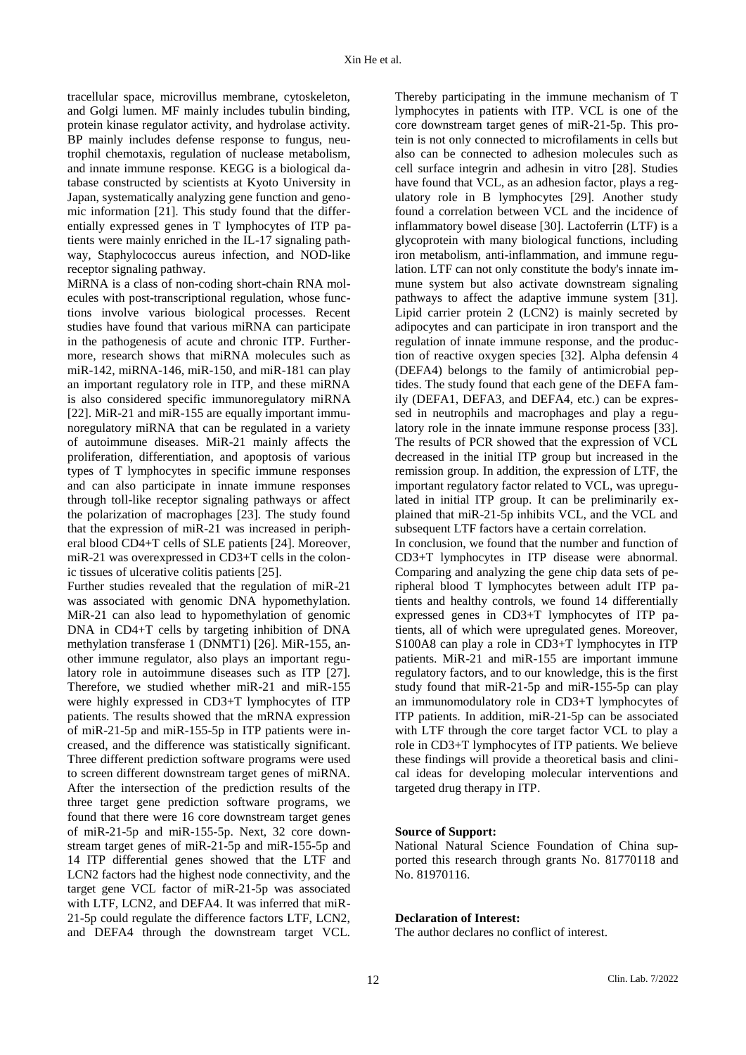tracellular space, microvillus membrane, cytoskeleton, and Golgi lumen. MF mainly includes tubulin binding, protein kinase regulator activity, and hydrolase activity. BP mainly includes defense response to fungus, neutrophil chemotaxis, regulation of nuclease metabolism, and innate immune response. KEGG is a biological database constructed by scientists at Kyoto University in Japan, systematically analyzing gene function and genomic information [21]. This study found that the differentially expressed genes in T lymphocytes of ITP patients were mainly enriched in the IL-17 signaling pathway, Staphylococcus aureus infection, and NOD-like receptor signaling pathway.

MiRNA is a class of non-coding short-chain RNA molecules with post-transcriptional regulation, whose functions involve various biological processes. Recent studies have found that various miRNA can participate in the pathogenesis of acute and chronic ITP. Furthermore, research shows that miRNA molecules such as miR-142, miRNA-146, miR-150, and miR-181 can play an important regulatory role in ITP, and these miRNA is also considered specific immunoregulatory miRNA [22]. MiR-21 and miR-155 are equally important immunoregulatory miRNA that can be regulated in a variety of autoimmune diseases. MiR-21 mainly affects the proliferation, differentiation, and apoptosis of various types of T lymphocytes in specific immune responses and can also participate in innate immune responses through toll-like receptor signaling pathways or affect the polarization of macrophages [23]. The study found that the expression of miR-21 was increased in peripheral blood CD4+T cells of SLE patients [24]. Moreover, miR-21 was overexpressed in CD3+T cells in the colonic tissues of ulcerative colitis patients [25].

Further studies revealed that the regulation of miR-21 was associated with genomic DNA hypomethylation. MiR-21 can also lead to hypomethylation of genomic DNA in CD4+T cells by targeting inhibition of DNA methylation transferase 1 (DNMT1) [26]. MiR-155, another immune regulator, also plays an important regulatory role in autoimmune diseases such as ITP [27]. Therefore, we studied whether miR-21 and miR-155 were highly expressed in CD3+T lymphocytes of ITP patients. The results showed that the mRNA expression of miR-21-5p and miR-155-5p in ITP patients were increased, and the difference was statistically significant. Three different prediction software programs were used to screen different downstream target genes of miRNA. After the intersection of the prediction results of the three target gene prediction software programs, we found that there were 16 core downstream target genes of miR-21-5p and miR-155-5p. Next, 32 core downstream target genes of miR-21-5p and miR-155-5p and 14 ITP differential genes showed that the LTF and LCN2 factors had the highest node connectivity, and the target gene VCL factor of miR-21-5p was associated with LTF, LCN2, and DEFA4. It was inferred that miR-21-5p could regulate the difference factors LTF, LCN2, and DEFA4 through the downstream target VCL. Thereby participating in the immune mechanism of T lymphocytes in patients with ITP. VCL is one of the core downstream target genes of miR-21-5p. This protein is not only connected to microfilaments in cells but also can be connected to adhesion molecules such as cell surface integrin and adhesin in vitro [28]. Studies have found that VCL, as an adhesion factor, plays a regulatory role in B lymphocytes [29]. Another study found a correlation between VCL and the incidence of inflammatory bowel disease [30]. Lactoferrin (LTF) is a glycoprotein with many biological functions, including iron metabolism, anti-inflammation, and immune regulation. LTF can not only constitute the body's innate immune system but also activate downstream signaling pathways to affect the adaptive immune system [31]. Lipid carrier protein 2 (LCN2) is mainly secreted by adipocytes and can participate in iron transport and the regulation of innate immune response, and the production of reactive oxygen species [32]. Alpha defensin 4 (DEFA4) belongs to the family of antimicrobial peptides. The study found that each gene of the DEFA family (DEFA1, DEFA3, and DEFA4, etc.) can be expressed in neutrophils and macrophages and play a regulatory role in the innate immune response process [33]. The results of PCR showed that the expression of VCL decreased in the initial ITP group but increased in the remission group. In addition, the expression of LTF, the important regulatory factor related to VCL, was upregulated in initial ITP group. It can be preliminarily explained that miR-21-5p inhibits VCL, and the VCL and subsequent LTF factors have a certain correlation.

In conclusion, we found that the number and function of CD3+T lymphocytes in ITP disease were abnormal. Comparing and analyzing the gene chip data sets of peripheral blood T lymphocytes between adult ITP patients and healthy controls, we found 14 differentially expressed genes in CD3+T lymphocytes of ITP patients, all of which were upregulated genes. Moreover, S100A8 can play a role in CD3+T lymphocytes in ITP patients. MiR-21 and miR-155 are important immune regulatory factors, and to our knowledge, this is the first study found that miR-21-5p and miR-155-5p can play an immunomodulatory role in CD3+T lymphocytes of ITP patients. In addition, miR-21-5p can be associated with LTF through the core target factor VCL to play a role in CD3+T lymphocytes of ITP patients. We believe these findings will provide a theoretical basis and clinical ideas for developing molecular interventions and targeted drug therapy in ITP.

**Source of Support:**

National Natural Science Foundation of China supported this research through grants No. 81770118 and No. 81970116.

**Declaration of Interest:**

The author declares no conflict of interest.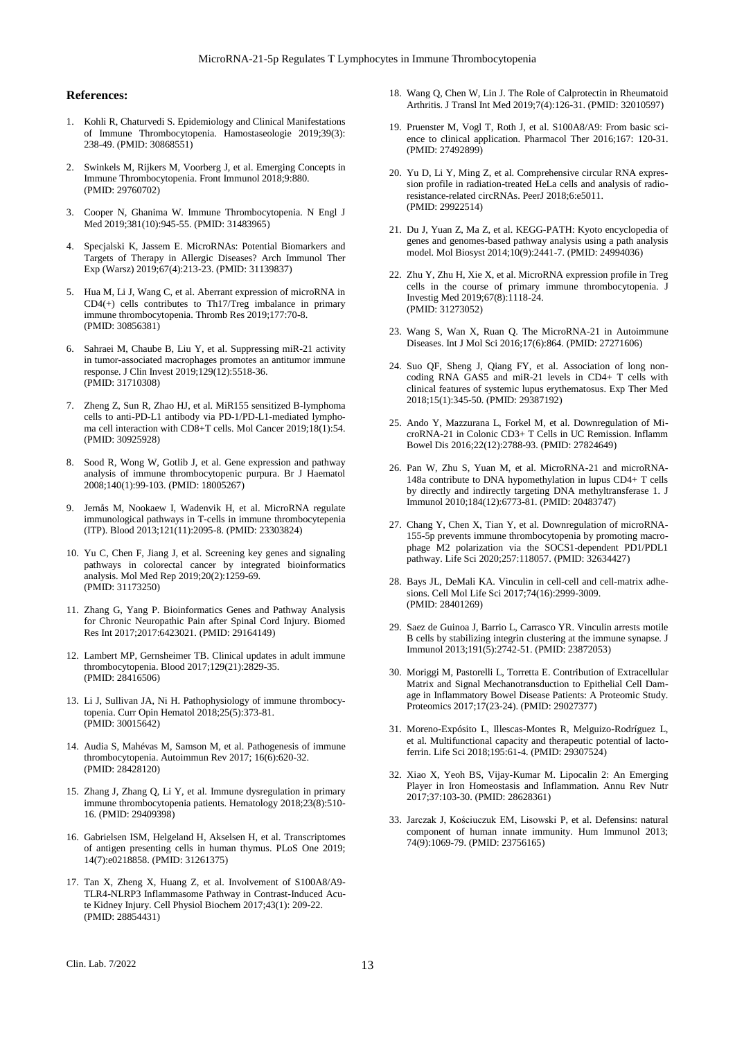## References:

1. Kohli R, Chaturvedi S. Epidemiology and Clinical Manifestations of Immune Thrombocytopenia. Hamostaseologie 2019;39(3): 238-49. (PMID: 30868551)
2. Swinkels M, Rijkers M, Voorberg J, et al. Emerging Concepts in Immune Thrombocytopenia. Front Immunol 2018;9:880. (PMID: 29760702)
3. Cooper N, Ghanima W. Immune Thrombocytopenia. N Engl J Med 2019;381(10):945-55. (PMID: 31483965)
4. Specjalski K, Jassem E. MicroRNAs: Potential Biomarkers and Targets of Therapy in Allergic Diseases? Arch Immunol Ther Exp (Warsz) 2019;67(4):213-23. (PMID: 31139837)
5. Hua M, Li J, Wang C, et al. Aberrant expression of microRNA in CD4(+) cells contributes to Th17/Treg imbalance in primary immune thrombocytopenia. Thromb Res 2019;177:70-8. (PMID: 30856381)
6. Sahraei M, Chaube B, Liu Y, et al. Suppressing miR-21 activity in tumor-associated macrophages promotes an antitumor immune response. J Clin Invest 2019;129(12):5518-36. (PMID: 31710308)
7. Zheng Z, Sun R, Zhao HJ, et al. MiR155 sensitized B-lymphoma cells to anti-PD-L1 antibody via PD-1/PD-L1-mediated lymphoma cell interaction with CD8+T cells. Mol Cancer 2019;18(1):54. (PMID: 30925928)
8. Sood R, Wong W, Gotlib J, et al. Gene expression and pathway analysis of immune thrombocytopenic purpura. Br J Haematol 2008;140(1):99-103. (PMID: 18005267)
9. Jernås M, Nookaew I, Wadenvik H, et al. MicroRNA regulate immunological pathways in T-cells in immune thrombocytepenia (ITP). Blood 2013;121(11):2095-8. (PMID: 23303824)
10. Yu C, Chen F, Jiang J, et al. Screening key genes and signaling pathways in colorectal cancer by integrated bioinformatics analysis. Mol Med Rep 2019;20(2):1259-69. (PMID: 31173250)
11. Zhang G, Yang P. Bioinformatics Genes and Pathway Analysis for Chronic Neuropathic Pain after Spinal Cord Injury. Biomed Res Int 2017;2017:6423021. (PMID: 29164149)
12. Lambert MP, Gernsheimer TB. Clinical updates in adult immune thrombocytopenia. Blood 2017;129(21):2829-35. (PMID: 28416506)
13. Li J, Sullivan JA, Ni H. Pathophysiology of immune thrombocytopenia. Curr Opin Hematol 2018;25(5):373-81. (PMID: 30015642)
14. Audia S, Mahévas M, Samson M, et al. Pathogenesis of immune thrombocytopenia. Autoimmun Rev 2017; 16(6):620-32. (PMID: 28428120)
15. Zhang J, Zhang Q, Li Y, et al. Immune dysregulation in primary immune thrombocytopenia patients. Hematology 2018;23(8):510-16. (PMID: 29409398)
16. Gabrielsen ISM, Helgeland H, Akselsen H, et al. Transcriptomes of antigen presenting cells in human thymus. PLoS One 2019; 14(7):e0218858. (PMID: 31261375)
17. Tan X, Zheng X, Huang Z, et al. Involvement of S100A8/A9-TLR4-NLRP3 Inflammasome Pathway in Contrast-Induced Acute Kidney Injury. Cell Physiol Biochem 2017;43(1): 209-22. (PMID: 28854431)
18. Wang Q, Chen W, Lin J. The Role of Calprotectin in Rheumatoid Arthritis. J Transl Int Med 2019;7(4):126-31. (PMID: 32010597)
19. Pruenster M, Vogl T, Roth J, et al. S100A8/A9: From basic science to clinical application. Pharmacol Ther 2016;167: 120-31. (PMID: 27492899)
20. Yu D, Li Y, Ming Z, et al. Comprehensive circular RNA expression profile in radiation-treated HeLa cells and analysis of radioresistance-related circRNAs. PeerJ 2018;6:e5011. (PMID: 29922514)
21. Du J, Yuan Z, Ma Z, et al. KEGG-PATH: Kyoto encyclopedia of genes and genomes-based pathway analysis using a path analysis model. Mol Biosyst 2014;10(9):2441-7. (PMID: 24994036)
22. Zhu Y, Zhu H, Xie X, et al. MicroRNA expression profile in Treg cells in the course of primary immune thrombocytopenia. J Investig Med 2019;67(8):1118-24. (PMID: 31273052)
23. Wang S, Wan X, Ruan Q. The MicroRNA-21 in Autoimmune Diseases. Int J Mol Sci 2016;17(6):864. (PMID: 27271606)
24. Suo QF, Sheng J, Qiang FY, et al. Association of long noncoding RNA GAS5 and miR-21 levels in CD4+ T cells with clinical features of systemic lupus erythematosus. Exp Ther Med 2018;15(1):345-50. (PMID: 29387192)
25. Ando Y, Mazzurana L, Forkel M, et al. Downregulation of MicroRNA-21 in Colonic CD3+ T Cells in UC Remission. Inflamm Bowel Dis 2016;22(12):2788-93. (PMID: 27824649)
26. Pan W, Zhu S, Yuan M, et al. MicroRNA-21 and microRNA-148a contribute to DNA hypomethylation in lupus CD4+ T cells by directly and indirectly targeting DNA methyltransferase 1. J Immunol 2010;184(12):6773-81. (PMID: 20483747)
27. Chang Y, Chen X, Tian Y, et al. Downregulation of microRNA-155-5p prevents immune thrombocytopenia by promoting macrophage M2 polarization via the SOCS1-dependent PD1/PDL1 pathway. Life Sci 2020;257:118057. (PMID: 32634427)
28. Bays JL, DeMali KA. Vinculin in cell-cell and cell-matrix adhesions. Cell Mol Life Sci 2017;74(16):2999-3009. (PMID: 28401269)
29. Saez de Guinoa J, Barrio L, Carrasco YR. Vinculin arrests motile B cells by stabilizing integrin clustering at the immune synapse. J Immunol 2013;191(5):2742-51. (PMID: 23872053)
30. Moriggi M, Pastorelli L, Torretta E. Contribution of Extracellular Matrix and Signal Mechanotransduction to Epithelial Cell Damage in Inflammatory Bowel Disease Patients: A Proteomic Study. Proteomics 2017;17(23-24). (PMID: 29027377)
31. Moreno-Expósito L, Illescas-Montes R, Melguizo-Rodríguez L, et al. Multifunctional capacity and therapeutic potential of lactoferrin. Life Sci 2018;195:61-4. (PMID: 29307524)
32. Xiao X, Yeoh BS, Vijay-Kumar M. Lipocalin 2: An Emerging Player in Iron Homeostasis and Inflammation. Annu Rev Nutr 2017;37:103-30. (PMID: 28628361)
33. Jarczak J, Kościuczuk EM, Lisowski P, et al. Defensins: natural component of human innate immunity. Hum Immunol 2013; 74(9):1069-79. (PMID: 23756165)